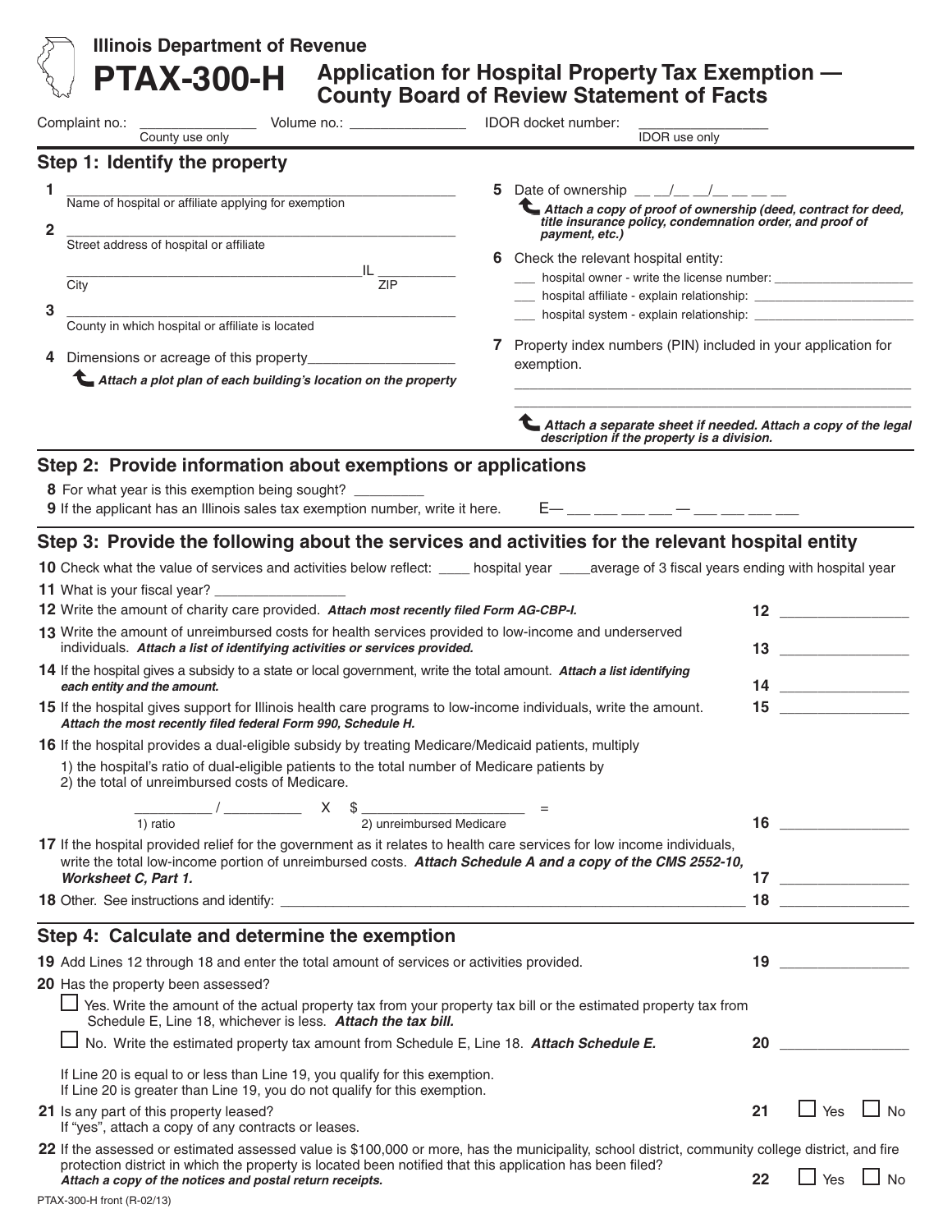Illinois Department of Revenue

# PTAX-300-H Application for Hospital Property Tax Exemption — County Board of Review Statement of Facts

Complaint no.: _______________ (County use only)  Volume no.: _______________  IDOR docket number: _______________ (IDOR use only)

## Step 1: Identify the property

1 ____________________________________________
Name of hospital or affiliate applying for exemption

2 ____________________________________________
Street address of hospital or affiliate

____________________________________ IL __________
City ZIP

3 ____________________________________________
County in which hospital or affiliate is located

4 Dimensions or acreage of this property__________________

***Attach a plot plan of each building's location on the property***

5 Date of ownership __ __/__ __/__ __ __ __

***Attach a copy of proof of ownership (deed, contract for deed, title insurance policy, condemnation order, and proof of payment, etc.)***

6 Check the relevant hospital entity:

___ hospital owner - write the license number: ____________________

___ hospital affiliate - explain relationship: ____________________

___ hospital system - explain relationship: ____________________

7 Property index numbers (PIN) included in your application for exemption.

____________________________________________

____________________________________________

***Attach a separate sheet if needed. Attach a copy of the legal description if the property is a division.***

## Step 2: Provide information about exemptions or applications

8 For what year is this exemption being sought? _________

9 If the applicant has an Illinois sales tax exemption number, write it here. E— ___ ___ ___ ___ — ___ ___ ___ ___

## Step 3: Provide the following about the services and activities for the relevant hospital entity

10 Check what the value of services and activities below reflect: ____ hospital year ____average of 3 fiscal years ending with hospital year

11 What is your fiscal year? ________________

12 Write the amount of charity care provided. ***Attach most recently filed Form AG-CBP-I.*** 12 ________________

13 Write the amount of unreimbursed costs for health services provided to low-income and underserved individuals. ***Attach a list of identifying activities or services provided.*** 13 ________________

14 If the hospital gives a subsidy to a state or local government, write the total amount. ***Attach a list identifying each entity and the amount.*** 14 ________________

15 If the hospital gives support for Illinois health care programs to low-income individuals, write the amount. ***Attach the most recently filed federal Form 990, Schedule H.*** 15 ________________

16 If the hospital provides a dual-eligible subsidy by treating Medicare/Medicaid patients, multiply

1) the hospital's ratio of dual-eligible patients to the total number of Medicare patients by
2) the total of unreimbursed costs of Medicare.

__________ / __________ X $ ____________________ =
1) ratio 2) unreimbursed Medicare 16 ________________

17 If the hospital provided relief for the government as it relates to health care services for low income individuals, write the total low-income portion of unreimbursed costs. ***Attach Schedule A and a copy of the CMS 2552-10, Worksheet C, Part 1.*** 17 ________________

18 Other. See instructions and identify: ____________________________________________ 18 ________________

## Step 4: Calculate and determine the exemption

19 Add Lines 12 through 18 and enter the total amount of services or activities provided. 19 ________________

20 Has the property been assessed?

☐ Yes. Write the amount of the actual property tax from your property tax bill or the estimated property tax from Schedule E, Line 18, whichever is less. ***Attach the tax bill.***

☐ No. Write the estimated property tax amount from Schedule E, Line 18. ***Attach Schedule E.*** 20 ________________

If Line 20 is equal to or less than Line 19, you qualify for this exemption.
If Line 20 is greater than Line 19, you do not qualify for this exemption.

21 Is any part of this property leased? 21 ☐ Yes ☐ No
If "yes", attach a copy of any contracts or leases.

22 If the assessed or estimated assessed value is $100,000 or more, has the municipality, school district, community college district, and fire protection district in which the property is located been notified that this application has been filed? ***Attach a copy of the notices and postal return receipts.*** 22 ☐ Yes ☐ No

PTAX-300-H front (R-02/13)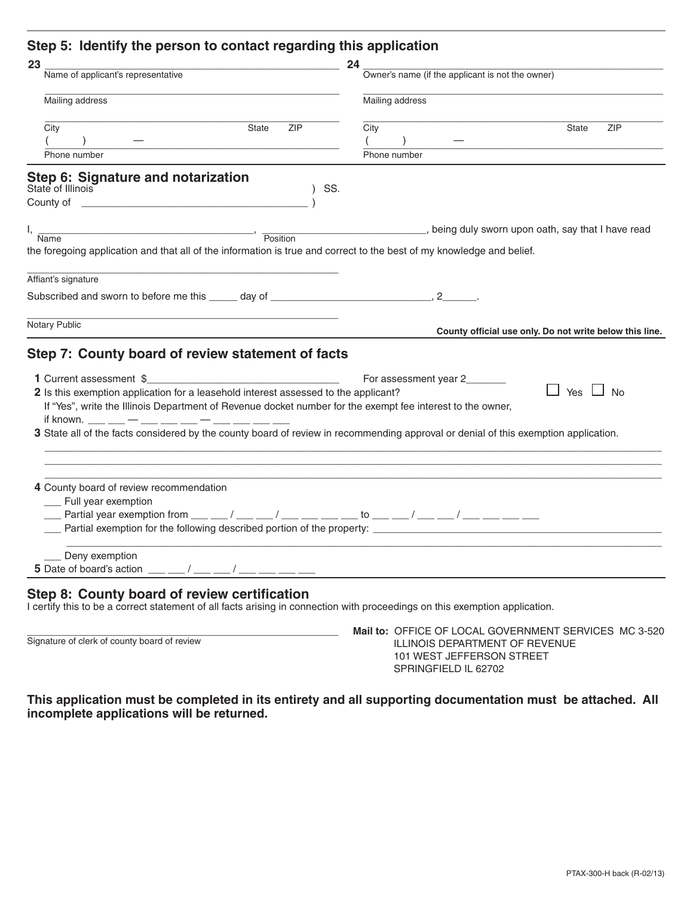## Step 5: Identify the person to contact regarding this application

**23** ______________________________________________
Name of applicant's representative

______________________________________________
Mailing address

______________________________________________
City State ZIP

( ) —
Phone number

**24** ______________________________________________
Owner's name (if the applicant is not the owner)

______________________________________________
Mailing address

______________________________________________
City State ZIP

( ) —
Phone number

## Step 6: Signature and notarization

State of Illinois ) SS.
County of ______________________________ )

I, ______________________________, ______________________________, being duly sworn upon oath, say that I have read
Name Position
the foregoing application and that all of the information is true and correct to the best of my knowledge and belief.

______________________________________________
Affiant's signature

Subscribed and sworn to before me this _____ day of ____________________________, 2______.

______________________________________________
Notary Public

**County official use only. Do not write below this line.**

## Step 7: County board of review statement of facts

**1** Current assessment $______________________________ For assessment year 2_______

**2** Is this exemption application for a leasehold interest assessed to the applicant? ☐ Yes ☐ No
If "Yes", write the Illinois Department of Revenue docket number for the exempt fee interest to the owner, if known. ___ ___ — ___ ___ ___ — ___ ___ ___ ___

**3** State all of the facts considered by the county board of review in recommending approval or denial of this exemption application.

______________________________________________________________________________

______________________________________________________________________________

______________________________________________________________________________

**4** County board of review recommendation

___ Full year exemption

___ Partial year exemption from ___ ___ / ___ ___ / ___ ___ ___ ___ to ___ ___ / ___ ___ / ___ ___ ___ ___

___ Partial exemption for the following described portion of the property: ______________________________

______________________________________________________________________________

___ Deny exemption

**5** Date of board's action ___ ___ / ___ ___ / ___ ___ ___ ___

## Step 8: County board of review certification

I certify this to be a correct statement of all facts arising in connection with proceedings on this exemption application.

______________________________________________
Signature of clerk of county board of review

**Mail to:** OFFICE OF LOCAL GOVERNMENT SERVICES MC 3-520
ILLINOIS DEPARTMENT OF REVENUE
101 WEST JEFFERSON STREET
SPRINGFIELD IL 62702

**This application must be completed in its entirety and all supporting documentation must be attached. All incomplete applications will be returned.**

PTAX-300-H back (R-02/13)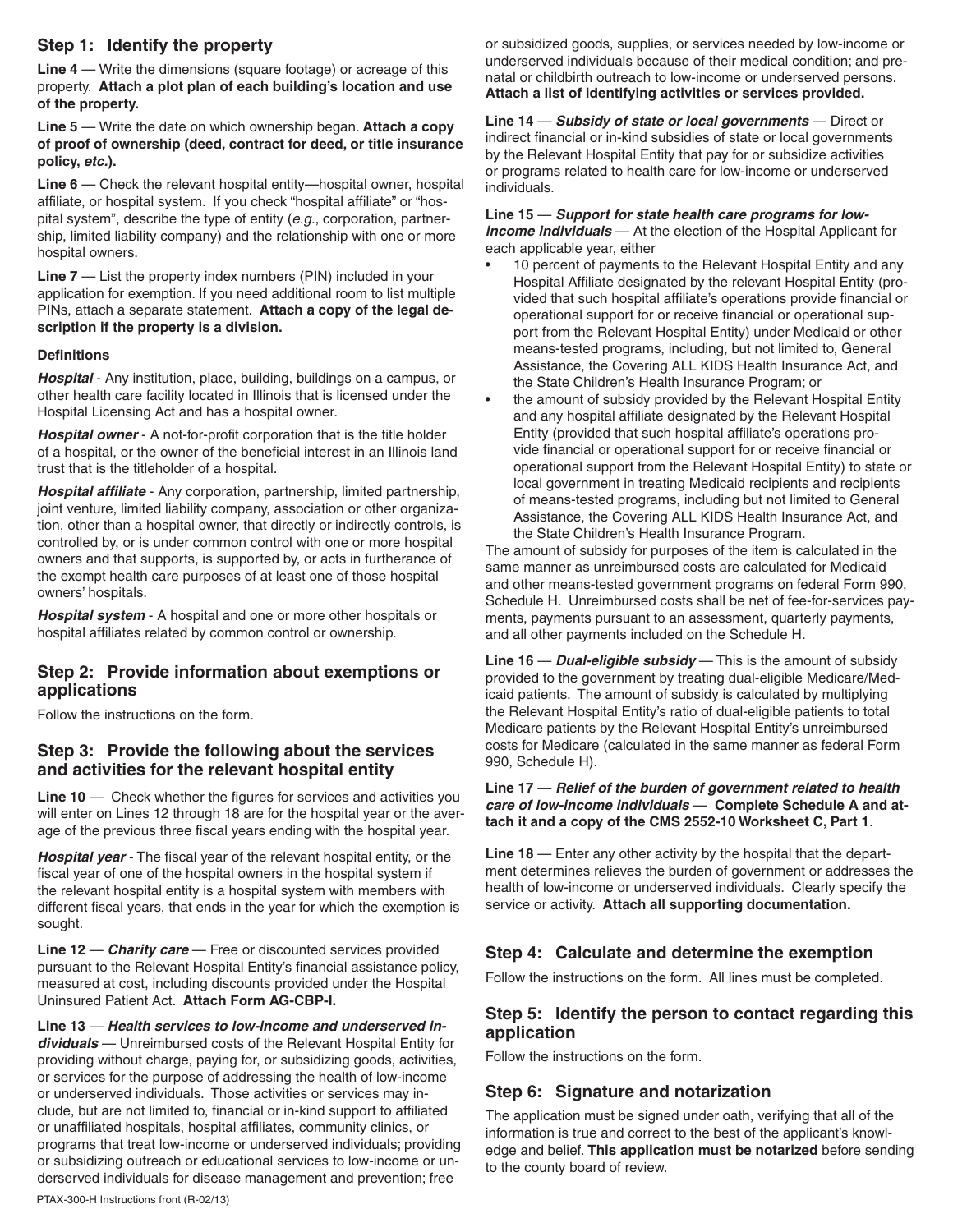## Step 1: Identify the property

**Line 4** — Write the dimensions (square footage) or acreage of this property. **Attach a plot plan of each building's location and use of the property.**

**Line 5** — Write the date on which ownership began. **Attach a copy of proof of ownership (deed, contract for deed, or title insurance policy, *etc.*).**

**Line 6** — Check the relevant hospital entity—hospital owner, hospital affiliate, or hospital system. If you check "hospital affiliate" or "hospital system", describe the type of entity (*e.g.*, corporation, partnership, limited liability company) and the relationship with one or more hospital owners.

**Line 7** — List the property index numbers (PIN) included in your application for exemption. If you need additional room to list multiple PINs, attach a separate statement. **Attach a copy of the legal description if the property is a division.**

**Definitions**

***Hospital*** - Any institution, place, building, buildings on a campus, or other health care facility located in Illinois that is licensed under the Hospital Licensing Act and has a hospital owner.

***Hospital owner*** - A not-for-profit corporation that is the title holder of a hospital, or the owner of the beneficial interest in an Illinois land trust that is the titleholder of a hospital.

***Hospital affiliate*** - Any corporation, partnership, limited partnership, joint venture, limited liability company, association or other organization, other than a hospital owner, that directly or indirectly controls, is controlled by, or is under common control with one or more hospital owners and that supports, is supported by, or acts in furtherance of the exempt health care purposes of at least one of those hospital owners' hospitals.

***Hospital system*** - A hospital and one or more other hospitals or hospital affiliates related by common control or ownership.

## Step 2: Provide information about exemptions or applications

Follow the instructions on the form.

## Step 3: Provide the following about the services and activities for the relevant hospital entity

**Line 10** — Check whether the figures for services and activities you will enter on Lines 12 through 18 are for the hospital year or the average of the previous three fiscal years ending with the hospital year.

***Hospital year*** - The fiscal year of the relevant hospital entity, or the fiscal year of one of the hospital owners in the hospital system if the relevant hospital entity is a hospital system with members with different fiscal years, that ends in the year for which the exemption is sought.

**Line 12** — ***Charity care*** — Free or discounted services provided pursuant to the Relevant Hospital Entity's financial assistance policy, measured at cost, including discounts provided under the Hospital Uninsured Patient Act. **Attach Form AG-CBP-I.**

**Line 13** — ***Health services to low-income and underserved individuals*** — Unreimbursed costs of the Relevant Hospital Entity for providing without charge, paying for, or subsidizing goods, activities, or services for the purpose of addressing the health of low-income or underserved individuals. Those activities or services may include, but are not limited to, financial or in-kind support to affiliated or unaffiliated hospitals, hospital affiliates, community clinics, or programs that treat low-income or underserved individuals; providing or subsidizing outreach or educational services to low-income or underserved individuals for disease management and prevention; free or subsidized goods, supplies, or services needed by low-income or underserved individuals because of their medical condition; and prenatal or childbirth outreach to low-income or underserved persons. **Attach a list of identifying activities or services provided.**

**Line 14** — ***Subsidy of state or local governments*** — Direct or indirect financial or in-kind subsidies of state or local governments by the Relevant Hospital Entity that pay for or subsidize activities or programs related to health care for low-income or underserved individuals.

**Line 15** — ***Support for state health care programs for low-income individuals*** — At the election of the Hospital Applicant for each applicable year, either

- 10 percent of payments to the Relevant Hospital Entity and any Hospital Affiliate designated by the relevant Hospital Entity (provided that such hospital affiliate's operations provide financial or operational support for or receive financial or operational support from the Relevant Hospital Entity) under Medicaid or other means-tested programs, including, but not limited to, General Assistance, the Covering ALL KIDS Health Insurance Act, and the State Children's Health Insurance Program; or
- the amount of subsidy provided by the Relevant Hospital Entity and any hospital affiliate designated by the Relevant Hospital Entity (provided that such hospital affiliate's operations provide financial or operational support for or receive financial or operational support from the Relevant Hospital Entity) to state or local government in treating Medicaid recipients and recipients of means-tested programs, including but not limited to General Assistance, the Covering ALL KIDS Health Insurance Act, and the State Children's Health Insurance Program.

The amount of subsidy for purposes of the item is calculated in the same manner as unreimbursed costs are calculated for Medicaid and other means-tested government programs on federal Form 990, Schedule H. Unreimbursed costs shall be net of fee-for-services payments, payments pursuant to an assessment, quarterly payments, and all other payments included on the Schedule H.

**Line 16** — ***Dual-eligible subsidy*** — This is the amount of subsidy provided to the government by treating dual-eligible Medicare/Medicaid patients. The amount of subsidy is calculated by multiplying the Relevant Hospital Entity's ratio of dual-eligible patients to total Medicare patients by the Relevant Hospital Entity's unreimbursed costs for Medicare (calculated in the same manner as federal Form 990, Schedule H).

**Line 17** — ***Relief of the burden of government related to health care of low-income individuals*** — **Complete Schedule A and attach it and a copy of the CMS 2552-10 Worksheet C, Part 1**.

**Line 18** — Enter any other activity by the hospital that the department determines relieves the burden of government or addresses the health of low-income or underserved individuals. Clearly specify the service or activity. **Attach all supporting documentation.**

## Step 4: Calculate and determine the exemption

Follow the instructions on the form. All lines must be completed.

## Step 5: Identify the person to contact regarding this application

Follow the instructions on the form.

## Step 6: Signature and notarization

The application must be signed under oath, verifying that all of the information is true and correct to the best of the applicant's knowledge and belief. **This application must be notarized** before sending to the county board of review.

PTAX-300-H Instructions front (R-02/13)